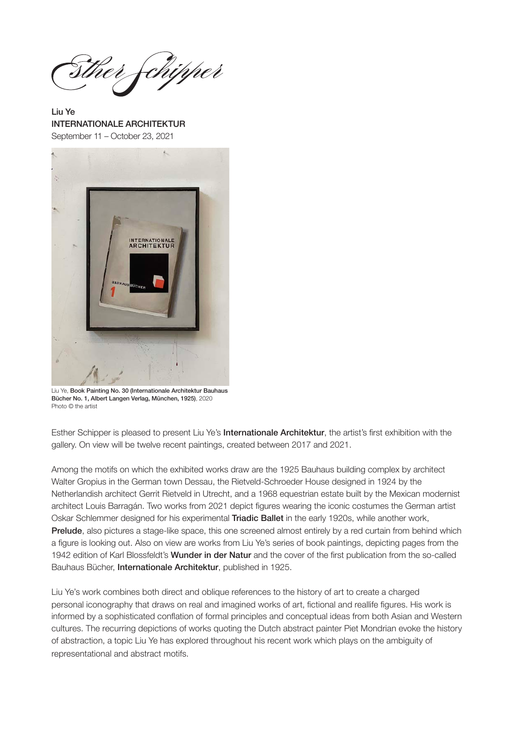Esther Schipper

**Liu Ye**
**INTERNATIONALE ARCHITEKTUR**
September 11 – October 23, 2021

Liu Ye, **Book Painting No. 30 (Internationale Architektur Bauhaus Bücher No. 1, Albert Langen Verlag, München, 1925)**, 2020
Photo © the artist

Esther Schipper is pleased to present Liu Ye's **Internationale Architektur**, the artist's first exhibition with the gallery. On view will be twelve recent paintings, created between 2017 and 2021.

Among the motifs on which the exhibited works draw are the 1925 Bauhaus building complex by architect Walter Gropius in the German town Dessau, the Rietveld-Schroeder House designed in 1924 by the Netherlandish architect Gerrit Rietveld in Utrecht, and a 1968 equestrian estate built by the Mexican modernist architect Louis Barragán. Two works from 2021 depict figures wearing the iconic costumes the German artist Oskar Schlemmer designed for his experimental **Triadic Ballet** in the early 1920s, while another work, **Prelude**, also pictures a stage-like space, this one screened almost entirely by a red curtain from behind which a figure is looking out. Also on view are works from Liu Ye's series of book paintings, depicting pages from the 1942 edition of Karl Blossfeldt's **Wunder in der Natur** and the cover of the first publication from the so-called Bauhaus Bücher, **Internationale Architektur**, published in 1925.

Liu Ye's work combines both direct and oblique references to the history of art to create a charged personal iconography that draws on real and imagined works of art, fictional and reallife figures. His work is informed by a sophisticated conflation of formal principles and conceptual ideas from both Asian and Western cultures. The recurring depictions of works quoting the Dutch abstract painter Piet Mondrian evoke the history of abstraction, a topic Liu Ye has explored throughout his recent work which plays on the ambiguity of representational and abstract motifs.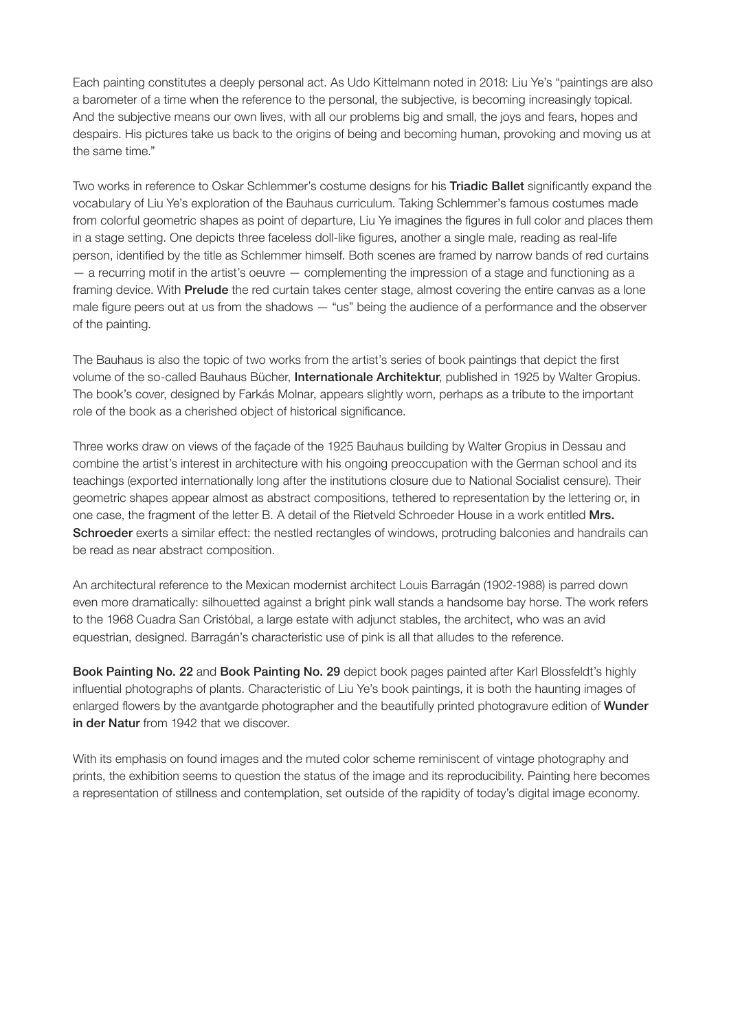Each painting constitutes a deeply personal act. As Udo Kittelmann noted in 2018: Liu Ye's "paintings are also a barometer of a time when the reference to the personal, the subjective, is becoming increasingly topical. And the subjective means our own lives, with all our problems big and small, the joys and fears, hopes and despairs. His pictures take us back to the origins of being and becoming human, provoking and moving us at the same time."

Two works in reference to Oskar Schlemmer's costume designs for his **Triadic Ballet** significantly expand the vocabulary of Liu Ye's exploration of the Bauhaus curriculum. Taking Schlemmer's famous costumes made from colorful geometric shapes as point of departure, Liu Ye imagines the figures in full color and places them in a stage setting. One depicts three faceless doll-like figures, another a single male, reading as real-life person, identified by the title as Schlemmer himself. Both scenes are framed by narrow bands of red curtains — a recurring motif in the artist's oeuvre — complementing the impression of a stage and functioning as a framing device. With **Prelude** the red curtain takes center stage, almost covering the entire canvas as a lone male figure peers out at us from the shadows — "us" being the audience of a performance and the observer of the painting.

The Bauhaus is also the topic of two works from the artist's series of book paintings that depict the first volume of the so-called Bauhaus Bücher, **Internationale Architektur**, published in 1925 by Walter Gropius. The book's cover, designed by Farkás Molnar, appears slightly worn, perhaps as a tribute to the important role of the book as a cherished object of historical significance.

Three works draw on views of the façade of the 1925 Bauhaus building by Walter Gropius in Dessau and combine the artist's interest in architecture with his ongoing preoccupation with the German school and its teachings (exported internationally long after the institutions closure due to National Socialist censure). Their geometric shapes appear almost as abstract compositions, tethered to representation by the lettering or, in one case, the fragment of the letter B. A detail of the Rietveld Schroeder House in a work entitled **Mrs. Schroeder** exerts a similar effect: the nestled rectangles of windows, protruding balconies and handrails can be read as near abstract composition.

An architectural reference to the Mexican modernist architect Louis Barragán (1902-1988) is parred down even more dramatically: silhouetted against a bright pink wall stands a handsome bay horse. The work refers to the 1968 Cuadra San Cristóbal, a large estate with adjunct stables, the architect, who was an avid equestrian, designed. Barragán's characteristic use of pink is all that alludes to the reference.

**Book Painting No. 22** and **Book Painting No. 29** depict book pages painted after Karl Blossfeldt's highly influential photographs of plants. Characteristic of Liu Ye's book paintings, it is both the haunting images of enlarged flowers by the avantgarde photographer and the beautifully printed photogravure edition of **Wunder in der Natur** from 1942 that we discover.

With its emphasis on found images and the muted color scheme reminiscent of vintage photography and prints, the exhibition seems to question the status of the image and its reproducibility. Painting here becomes a representation of stillness and contemplation, set outside of the rapidity of today's digital image economy.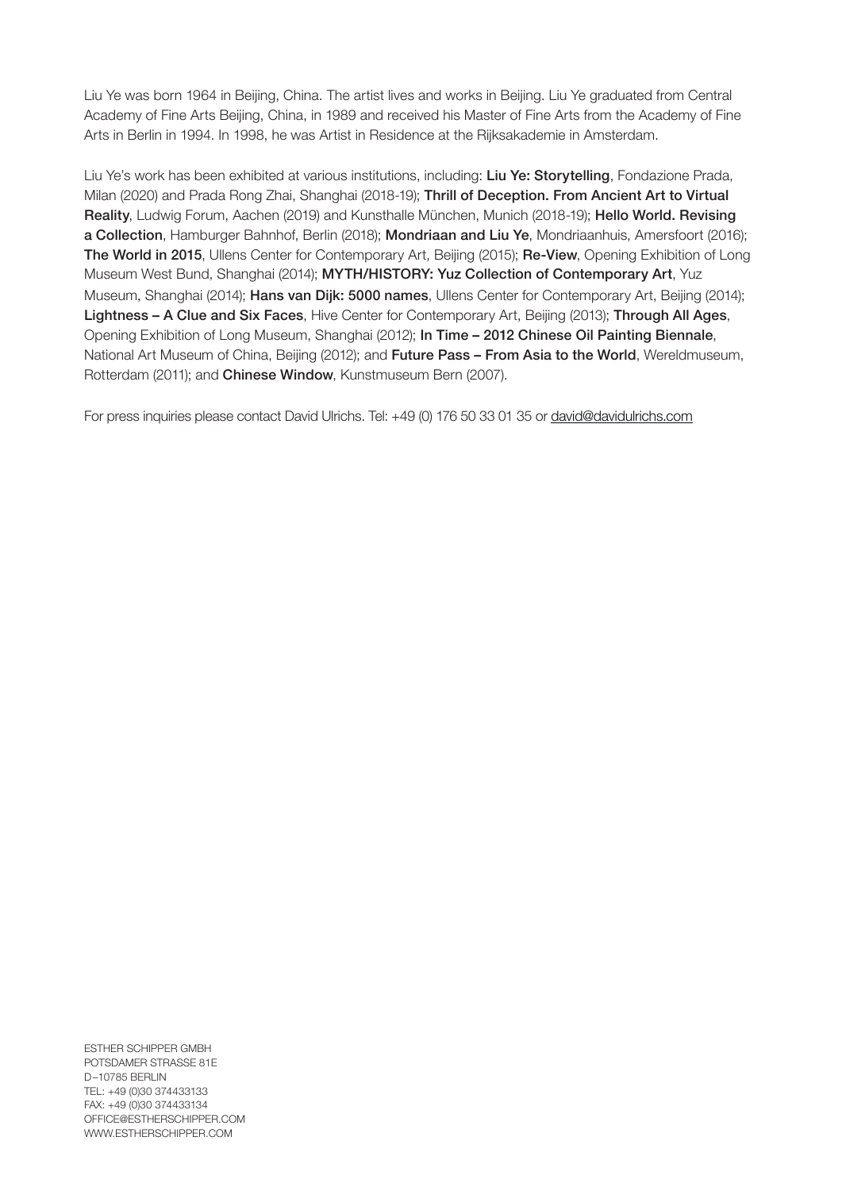Liu Ye was born 1964 in Beijing, China. The artist lives and works in Beijing. Liu Ye graduated from Central Academy of Fine Arts Beijing, China, in 1989 and received his Master of Fine Arts from the Academy of Fine Arts in Berlin in 1994. In 1998, he was Artist in Residence at the Rijksakademie in Amsterdam.

Liu Ye's work has been exhibited at various institutions, including: **Liu Ye: Storytelling**, Fondazione Prada, Milan (2020) and Prada Rong Zhai, Shanghai (2018-19); **Thrill of Deception. From Ancient Art to Virtual Reality**, Ludwig Forum, Aachen (2019) and Kunsthalle München, Munich (2018-19); **Hello World. Revising a Collection**, Hamburger Bahnhof, Berlin (2018); **Mondriaan and Liu Ye**, Mondriaanhuis, Amersfoort (2016); **The World in 2015**, Ullens Center for Contemporary Art, Beijing (2015); **Re-View**, Opening Exhibition of Long Museum West Bund, Shanghai (2014); **MYTH/HISTORY: Yuz Collection of Contemporary Art**, Yuz Museum, Shanghai (2014); **Hans van Dijk: 5000 names**, Ullens Center for Contemporary Art, Beijing (2014); **Lightness – A Clue and Six Faces**, Hive Center for Contemporary Art, Beijing (2013); **Through All Ages**, Opening Exhibition of Long Museum, Shanghai (2012); **In Time – 2012 Chinese Oil Painting Biennale**, National Art Museum of China, Beijing (2012); and **Future Pass – From Asia to the World**, Wereldmuseum, Rotterdam (2011); and **Chinese Window**, Kunstmuseum Bern (2007).

For press inquiries please contact David Ulrichs. Tel: +49 (0) 176 50 33 01 35 or david@davidulrichs.com

ESTHER SCHIPPER GMBH
POTSDAMER STRASSE 81E
D–10785 BERLIN
TEL: +49 (0)30 374433133
FAX: +49 (0)30 374433134
OFFICE@ESTHERSCHIPPER.COM
WWW.ESTHERSCHIPPER.COM